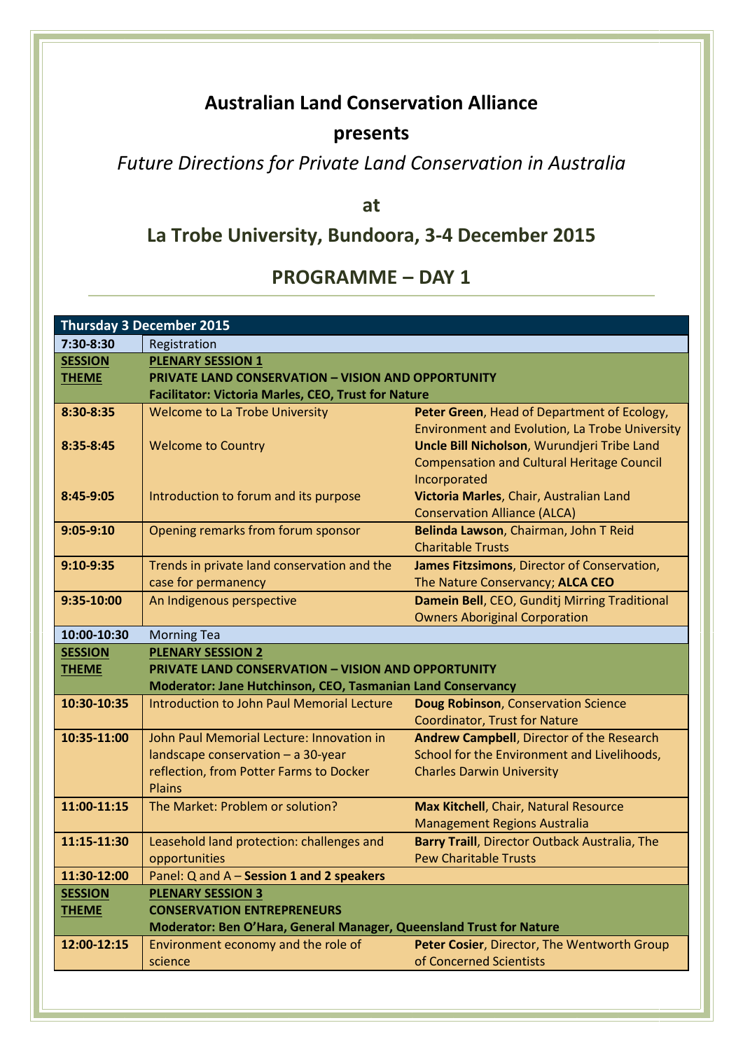# Australian Land Conservation Alliance

## presents

## *Future Directions for Private Land Conservation in Australia*

## at

## La Trobe University, Bundoora, 3-4 December 2015

## PROGRAMME – DAY 1

| **Thursday 3 December 2015** | | |
|---|---|---|
| **7:30-8:30** | Registration | |
| **SESSION THEME** | **PLENARY SESSION 1**<br>**PRIVATE LAND CONSERVATION – VISION AND OPPORTUNITY**<br>**Facilitator: Victoria Marles, CEO, Trust for Nature** | |
| **8:30-8:35** | Welcome to La Trobe University | **Peter Green**, Head of Department of Ecology, Environment and Evolution, La Trobe University |
| **8:35-8:45** | Welcome to Country | **Uncle Bill Nicholson**, Wurundjeri Tribe Land Compensation and Cultural Heritage Council Incorporated |
| **8:45-9:05** | Introduction to forum and its purpose | **Victoria Marles**, Chair, Australian Land Conservation Alliance (ALCA) |
| **9:05-9:10** | Opening remarks from forum sponsor | **Belinda Lawson**, Chairman, John T Reid Charitable Trusts |
| **9:10-9:35** | Trends in private land conservation and the case for permanency | **James Fitzsimons**, Director of Conservation, The Nature Conservancy; **ALCA CEO** |
| **9:35-10:00** | An Indigenous perspective | **Damein Bell**, CEO, Gunditj Mirring Traditional Owners Aboriginal Corporation |
| **10:00-10:30** | Morning Tea | |
| **SESSION THEME** | **PLENARY SESSION 2**<br>**PRIVATE LAND CONSERVATION – VISION AND OPPORTUNITY**<br>**Moderator: Jane Hutchinson, CEO, Tasmanian Land Conservancy** | |
| **10:30-10:35** | Introduction to John Paul Memorial Lecture | **Doug Robinson**, Conservation Science Coordinator, Trust for Nature |
| **10:35-11:00** | John Paul Memorial Lecture: Innovation in landscape conservation – a 30-year reflection, from Potter Farms to Docker Plains | **Andrew Campbell**, Director of the Research School for the Environment and Livelihoods, Charles Darwin University |
| **11:00-11:15** | The Market: Problem or solution? | **Max Kitchell**, Chair, Natural Resource Management Regions Australia |
| **11:15-11:30** | Leasehold land protection: challenges and opportunities | **Barry Traill**, Director Outback Australia, The Pew Charitable Trusts |
| **11:30-12:00** | Panel: Q and A – **Session 1 and 2 speakers** | |
| **SESSION THEME** | **PLENARY SESSION 3**<br>**CONSERVATION ENTREPRENEURS**<br>**Moderator: Ben O'Hara, General Manager, Queensland Trust for Nature** | |
| **12:00-12:15** | Environment economy and the role of science | **Peter Cosier**, Director, The Wentworth Group of Concerned Scientists |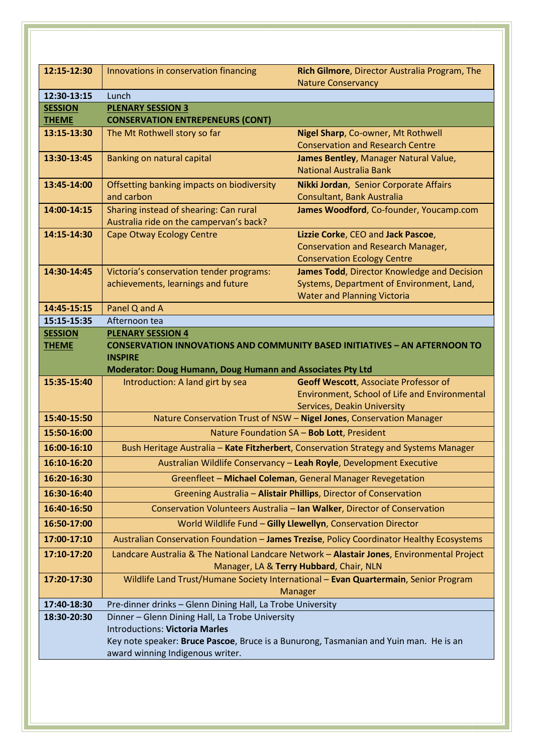| | | |
|---|---|---|
| **12:15-12:30** | Innovations in conservation financing | **Rich Gilmore**, Director Australia Program, The Nature Conservancy |
| **12:30-13:15** | Lunch | |
| **SESSION THEME** | **PLENARY SESSION 3** **CONSERVATION ENTREPENEURS (CONT)** | |
| **13:15-13:30** | The Mt Rothwell story so far | **Nigel Sharp**, Co-owner, Mt Rothwell Conservation and Research Centre |
| **13:30-13:45** | Banking on natural capital | **James Bentley**, Manager Natural Value, National Australia Bank |
| **13:45-14:00** | Offsetting banking impacts on biodiversity and carbon | **Nikki Jordan**, Senior Corporate Affairs Consultant, Bank Australia |
| **14:00-14:15** | Sharing instead of shearing: Can rural Australia ride on the campervan's back? | **James Woodford**, Co-founder, Youcamp.com |
| **14:15-14:30** | Cape Otway Ecology Centre | **Lizzie Corke**, CEO and **Jack Pascoe**, Conservation and Research Manager, Conservation Ecology Centre |
| **14:30-14:45** | Victoria's conservation tender programs: achievements, learnings and future | **James Todd**, Director Knowledge and Decision Systems, Department of Environment, Land, Water and Planning Victoria |
| **14:45-15:15** | Panel Q and A | |
| **15:15-15:35** | Afternoon tea | |
| **SESSION THEME** | **PLENARY SESSION 4** **CONSERVATION INNOVATIONS AND COMMUNITY BASED INITIATIVES – AN AFTERNOON TO INSPIRE** **Moderator: Doug Humann, Doug Humann and Associates Pty Ltd** | |
| **15:35-15:40** | Introduction: A land girt by sea | **Geoff Wescott**, Associate Professor of Environment, School of Life and Environmental Services, Deakin University |
| **15:40-15:50** | Nature Conservation Trust of NSW – **Nigel Jones**, Conservation Manager | |
| **15:50-16:00** | Nature Foundation SA – **Bob Lott**, President | |
| **16:00-16:10** | Bush Heritage Australia – **Kate Fitzherbert**, Conservation Strategy and Systems Manager | |
| **16:10-16:20** | Australian Wildlife Conservancy – **Leah Royle**, Development Executive | |
| **16:20-16:30** | Greenfleet – **Michael Coleman**, General Manager Revegetation | |
| **16:30-16:40** | Greening Australia – **Alistair Phillips**, Director of Conservation | |
| **16:40-16:50** | Conservation Volunteers Australia – **Ian Walker**, Director of Conservation | |
| **16:50-17:00** | World Wildlife Fund – **Gilly Llewellyn**, Conservation Director | |
| **17:00-17:10** | Australian Conservation Foundation – **James Trezise**, Policy Coordinator Healthy Ecosystems | |
| **17:10-17:20** | Landcare Australia & The National Landcare Network – **Alastair Jones**, Environmental Project Manager, LA & **Terry Hubbard**, Chair, NLN | |
| **17:20-17:30** | Wildlife Land Trust/Humane Society International – **Evan Quartermain**, Senior Program Manager | |
| **17:40-18:30** | Pre-dinner drinks – Glenn Dining Hall, La Trobe University | |
| **18:30-20:30** | Dinner – Glenn Dining Hall, La Trobe University Introductions: **Victoria Marles** Key note speaker: **Bruce Pascoe**, Bruce is a Bunurong, Tasmanian and Yuin man. He is an award winning Indigenous writer. | |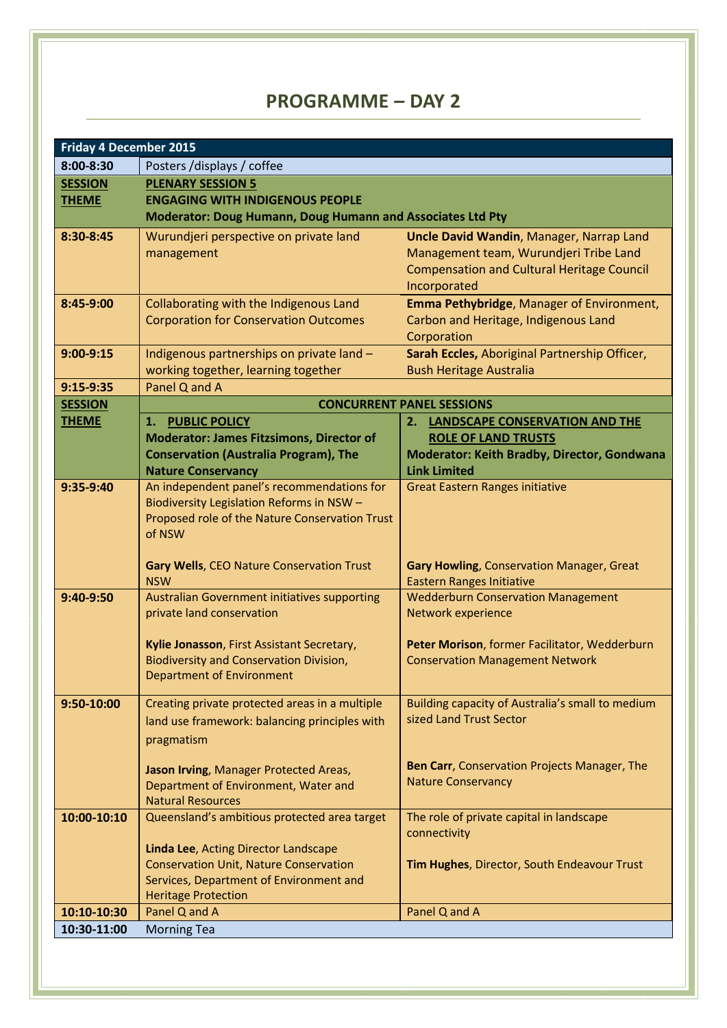# PROGRAMME – DAY 2

| Friday 4 December 2015 | | |
|---|---|---|
| **8:00-8:30** | Posters /displays / coffee | |
| **SESSION THEME** | **PLENARY SESSION 5**<br>**ENGAGING WITH INDIGENOUS PEOPLE**<br>**Moderator: Doug Humann, Doug Humann and Associates Ltd Pty** | |
| **8:30-8:45** | Wurundjeri perspective on private land management | **Uncle David Wandin**, Manager, Narrap Land Management team, Wurundjeri Tribe Land Compensation and Cultural Heritage Council Incorporated |
| **8:45-9:00** | Collaborating with the Indigenous Land Corporation for Conservation Outcomes | **Emma Pethybridge**, Manager of Environment, Carbon and Heritage, Indigenous Land Corporation |
| **9:00-9:15** | Indigenous partnerships on private land – working together, learning together | **Sarah Eccles,** Aboriginal Partnership Officer, Bush Heritage Australia |
| **9:15-9:35** | Panel Q and A | |
| **SESSION THEME** | **CONCURRENT PANEL SESSIONS** | |
| | **1. PUBLIC POLICY**<br>**Moderator: James Fitzsimons, Director of Conservation (Australia Program), The Nature Conservancy** | **2. LANDSCAPE CONSERVATION AND THE ROLE OF LAND TRUSTS**<br>**Moderator: Keith Bradby, Director, Gondwana Link Limited** |
| **9:35-9:40** | An independent panel's recommendations for Biodiversity Legislation Reforms in NSW – Proposed role of the Nature Conservation Trust of NSW<br><br>**Gary Wells**, CEO Nature Conservation Trust NSW | Great Eastern Ranges initiative<br><br>**Gary Howling**, Conservation Manager, Great Eastern Ranges Initiative |
| **9:40-9:50** | Australian Government initiatives supporting private land conservation<br><br>**Kylie Jonasson**, First Assistant Secretary, Biodiversity and Conservation Division, Department of Environment | Wedderburn Conservation Management Network experience<br><br>**Peter Morison**, former Facilitator, Wedderburn Conservation Management Network |
| **9:50-10:00** | Creating private protected areas in a multiple land use framework: balancing principles with pragmatism<br><br>**Jason Irving**, Manager Protected Areas, Department of Environment, Water and Natural Resources | Building capacity of Australia's small to medium sized Land Trust Sector<br><br>**Ben Carr**, Conservation Projects Manager, The Nature Conservancy |
| **10:00-10:10** | Queensland's ambitious protected area target<br><br>**Linda Lee**, Acting Director Landscape Conservation Unit, Nature Conservation Services, Department of Environment and Heritage Protection | The role of private capital in landscape connectivity<br><br>**Tim Hughes**, Director, South Endeavour Trust |
| **10:10-10:30** | Panel Q and A | Panel Q and A |
| **10:30-11:00** | Morning Tea | |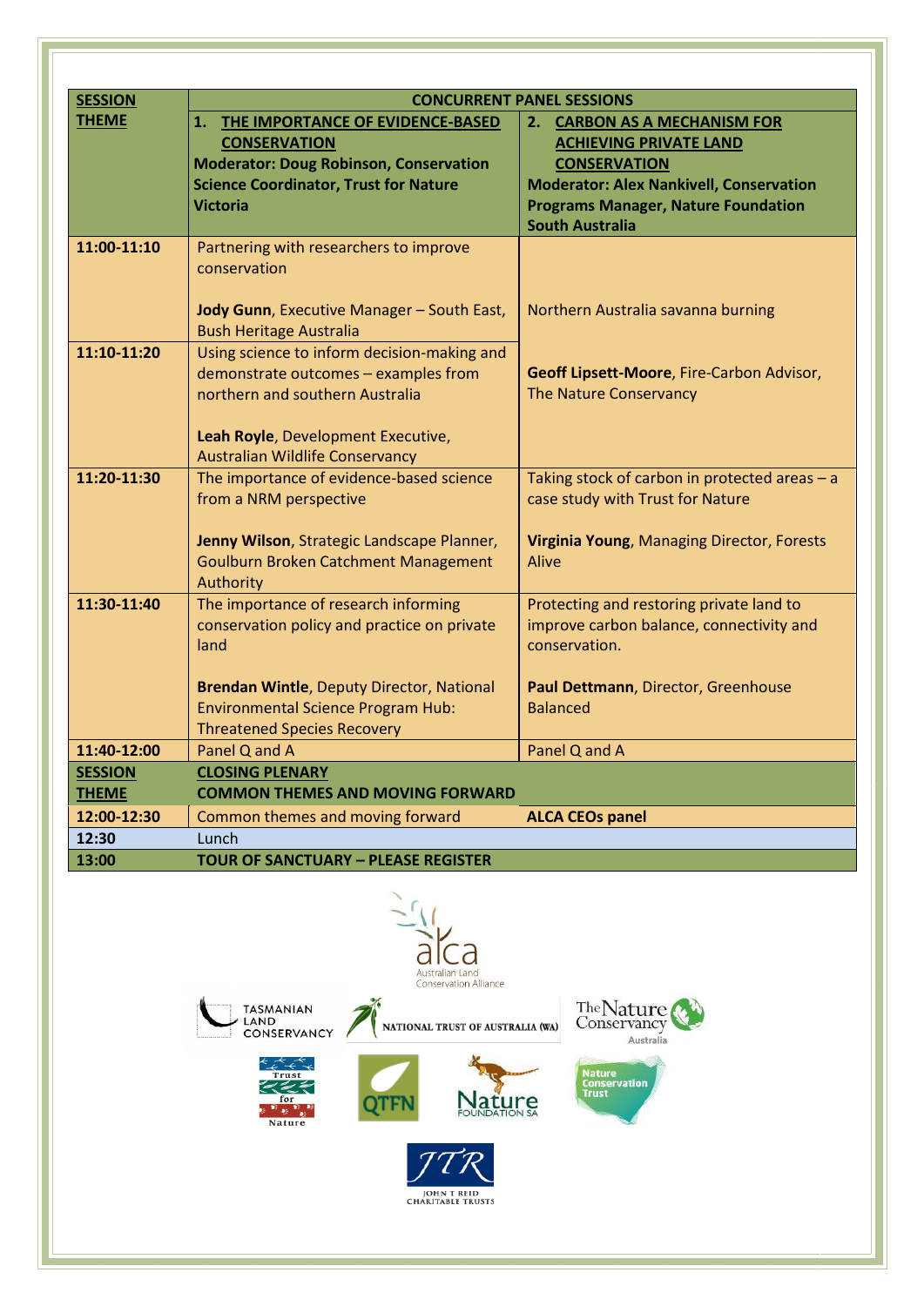| SESSION THEME | CONCURRENT PANEL SESSIONS | |
|---|---|---|
| | **1. THE IMPORTANCE OF EVIDENCE-BASED CONSERVATION** Moderator: Doug Robinson, Conservation Science Coordinator, Trust for Nature Victoria | **2. CARBON AS A MECHANISM FOR ACHIEVING PRIVATE LAND CONSERVATION** Moderator: Alex Nankivell, Conservation Programs Manager, Nature Foundation South Australia |
| **11:00-11:10** | Partnering with researchers to improve conservation<br><br>**Jody Gunn**, Executive Manager – South East, Bush Heritage Australia | Northern Australia savanna burning<br><br>**Geoff Lipsett-Moore**, Fire-Carbon Advisor, The Nature Conservancy |
| **11:10-11:20** | Using science to inform decision-making and demonstrate outcomes – examples from northern and southern Australia<br><br>**Leah Royle**, Development Executive, Australian Wildlife Conservancy | |
| **11:20-11:30** | The importance of evidence-based science from a NRM perspective<br><br>**Jenny Wilson**, Strategic Landscape Planner, Goulburn Broken Catchment Management Authority | Taking stock of carbon in protected areas – a case study with Trust for Nature<br><br>**Virginia Young**, Managing Director, Forests Alive |
| **11:30-11:40** | The importance of research informing conservation policy and practice on private land<br><br>**Brendan Wintle**, Deputy Director, National Environmental Science Program Hub: Threatened Species Recovery | Protecting and restoring private land to improve carbon balance, connectivity and conservation.<br><br>**Paul Dettmann**, Director, Greenhouse Balanced |
| **11:40-12:00** | Panel Q and A | Panel Q and A |
| **SESSION THEME** | **CLOSING PLENARY COMMON THEMES AND MOVING FORWARD** | |
| **12:00-12:30** | Common themes and moving forward | **ALCA CEOs panel** |
| **12:30** | Lunch | |
| **13:00** | **TOUR OF SANCTUARY – PLEASE REGISTER** | |

alca Australian Land Conservation Alliance

TASMANIAN LAND CONSERVANCY

NATIONAL TRUST OF AUSTRALIA (WA)

The Nature Conservancy Australia

Trust for Nature

QTFN

Nature FOUNDATION SA

Nature Conservation Trust

JTR JOHN T REID CHARITABLE TRUSTS